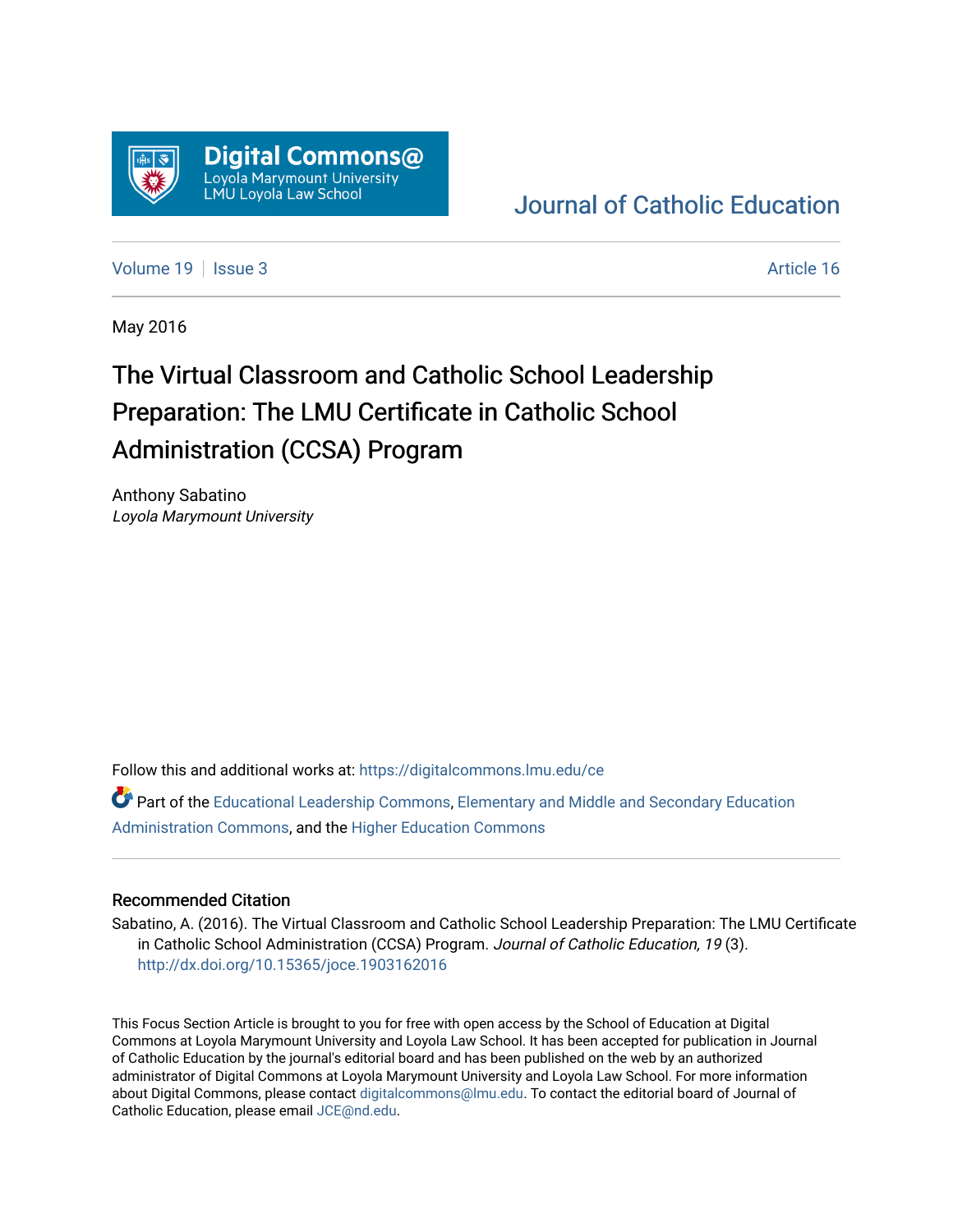Digital Commons@
Loyola Marymount University
LMU Loyola Law School

Journal of Catholic Education

Volume 19 | Issue 3 | Article 16

May 2016

# The Virtual Classroom and Catholic School Leadership Preparation: The LMU Certificate in Catholic School Administration (CCSA) Program

Anthony Sabatino
*Loyola Marymount University*

Follow this and additional works at: https://digitalcommons.lmu.edu/ce

Part of the Educational Leadership Commons, Elementary and Middle and Secondary Education Administration Commons, and the Higher Education Commons

## Recommended Citation

Sabatino, A. (2016). The Virtual Classroom and Catholic School Leadership Preparation: The LMU Certificate in Catholic School Administration (CCSA) Program. *Journal of Catholic Education, 19* (3). http://dx.doi.org/10.15365/joce.1903162016

This Focus Section Article is brought to you for free with open access by the School of Education at Digital Commons at Loyola Marymount University and Loyola Law School. It has been accepted for publication in Journal of Catholic Education by the journal's editorial board and has been published on the web by an authorized administrator of Digital Commons at Loyola Marymount University and Loyola Law School. For more information about Digital Commons, please contact digitalcommons@lmu.edu. To contact the editorial board of Journal of Catholic Education, please email JCE@nd.edu.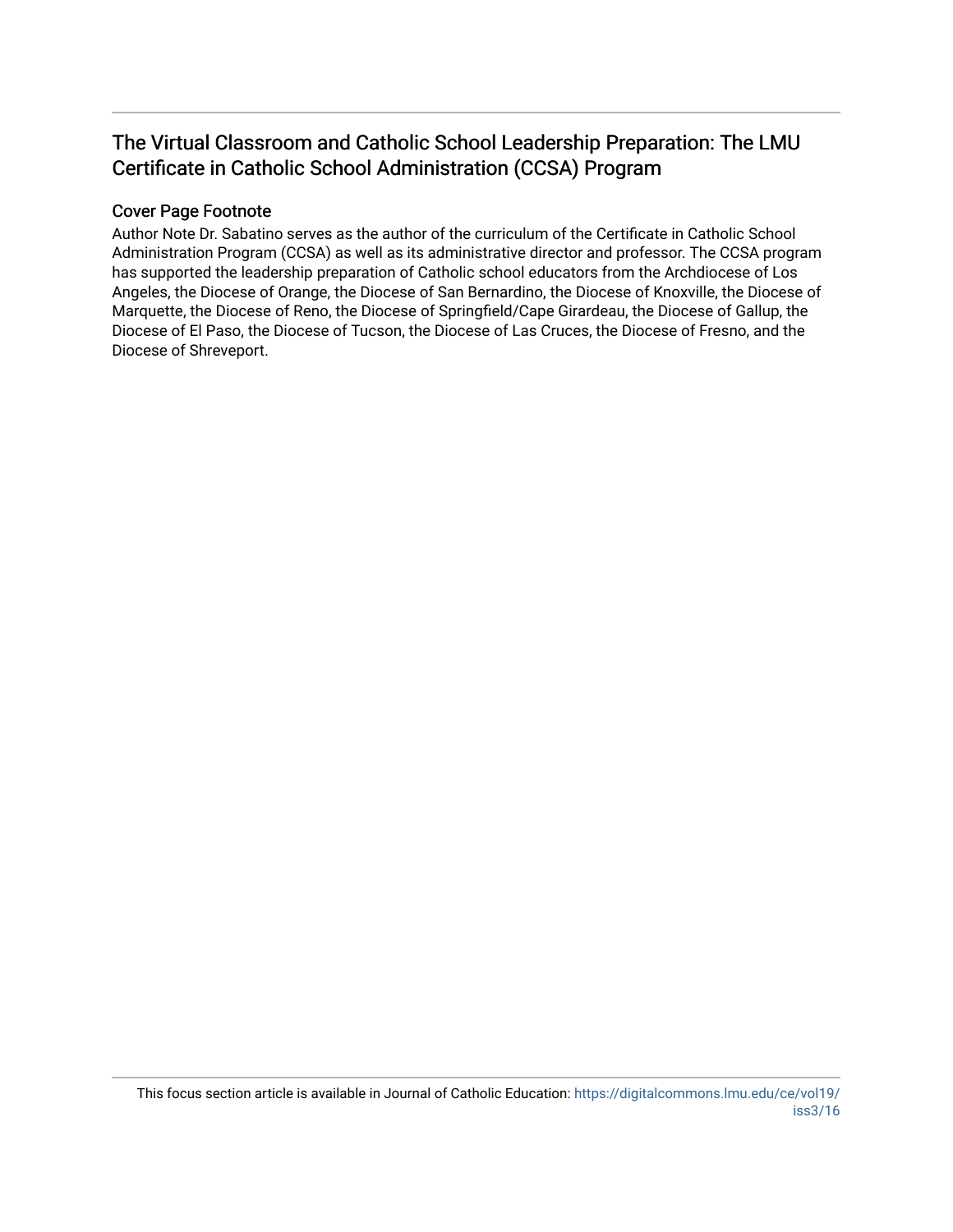## The Virtual Classroom and Catholic School Leadership Preparation: The LMU Certificate in Catholic School Administration (CCSA) Program

### Cover Page Footnote

Author Note Dr. Sabatino serves as the author of the curriculum of the Certificate in Catholic School Administration Program (CCSA) as well as its administrative director and professor. The CCSA program has supported the leadership preparation of Catholic school educators from the Archdiocese of Los Angeles, the Diocese of Orange, the Diocese of San Bernardino, the Diocese of Knoxville, the Diocese of Marquette, the Diocese of Reno, the Diocese of Springfield/Cape Girardeau, the Diocese of Gallup, the Diocese of El Paso, the Diocese of Tucson, the Diocese of Las Cruces, the Diocese of Fresno, and the Diocese of Shreveport.

This focus section article is available in Journal of Catholic Education: https://digitalcommons.lmu.edu/ce/vol19/iss3/16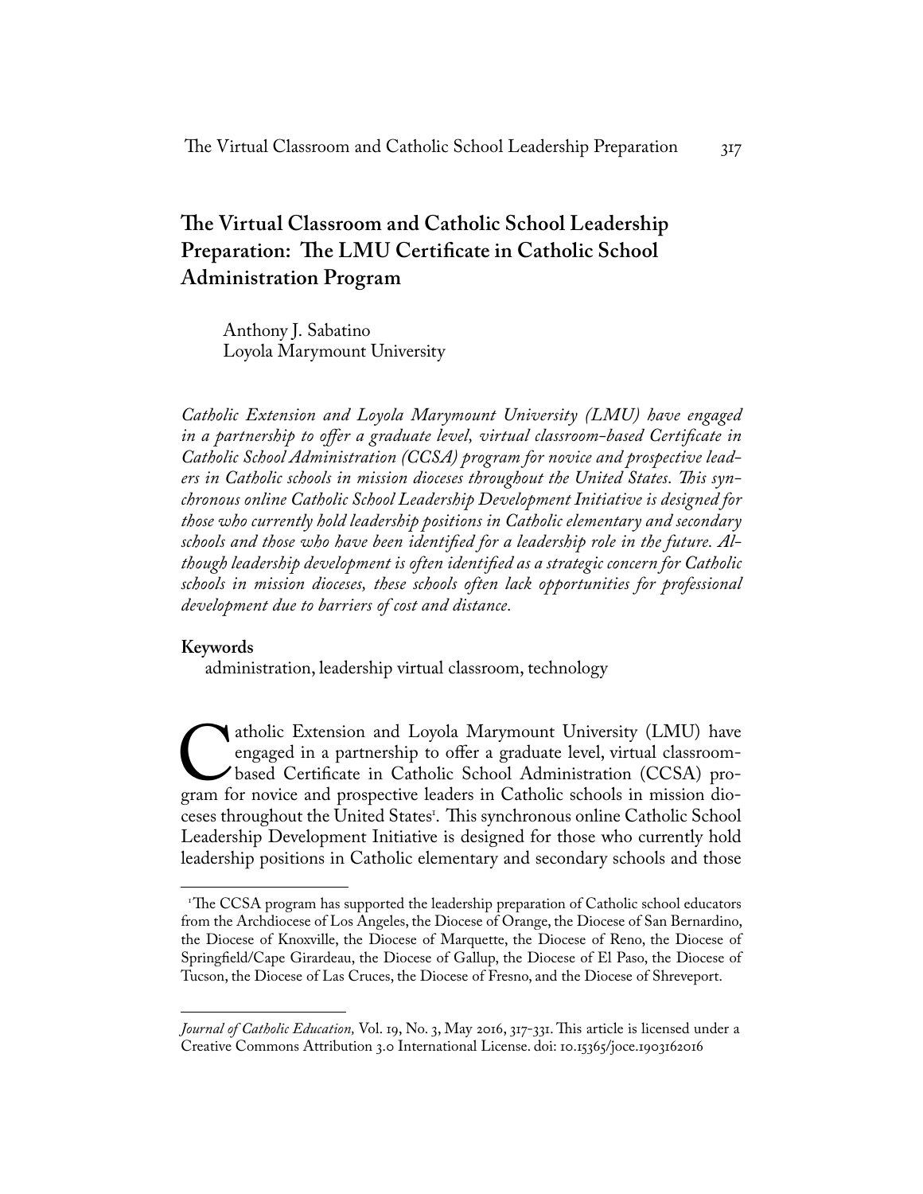# The Virtual Classroom and Catholic School Leadership Preparation: The LMU Certificate in Catholic School Administration Program

Anthony J. Sabatino
Loyola Marymount University

*Catholic Extension and Loyola Marymount University (LMU) have engaged in a partnership to offer a graduate level, virtual classroom-based Certificate in Catholic School Administration (CCSA) program for novice and prospective leaders in Catholic schools in mission dioceses throughout the United States. This synchronous online Catholic School Leadership Development Initiative is designed for those who currently hold leadership positions in Catholic elementary and secondary schools and those who have been identified for a leadership role in the future. Although leadership development is often identified as a strategic concern for Catholic schools in mission dioceses, these schools often lack opportunities for professional development due to barriers of cost and distance.*

**Keywords**

administration, leadership virtual classroom, technology

Catholic Extension and Loyola Marymount University (LMU) have engaged in a partnership to offer a graduate level, virtual classroom-based Certificate in Catholic School Administration (CCSA) program for novice and prospective leaders in Catholic schools in mission dioceses throughout the United States[1]. This synchronous online Catholic School Leadership Development Initiative is designed for those who currently hold leadership positions in Catholic elementary and secondary schools and those

[1] The CCSA program has supported the leadership preparation of Catholic school educators from the Archdiocese of Los Angeles, the Diocese of Orange, the Diocese of San Bernardino, the Diocese of Knoxville, the Diocese of Marquette, the Diocese of Reno, the Diocese of Springfield/Cape Girardeau, the Diocese of Gallup, the Diocese of El Paso, the Diocese of Tucson, the Diocese of Las Cruces, the Diocese of Fresno, and the Diocese of Shreveport.

*Journal of Catholic Education,* Vol. 19, No. 3, May 2016, 317-331. This article is licensed under a Creative Commons Attribution 3.0 International License. doi: 10.15365/joce.1903162016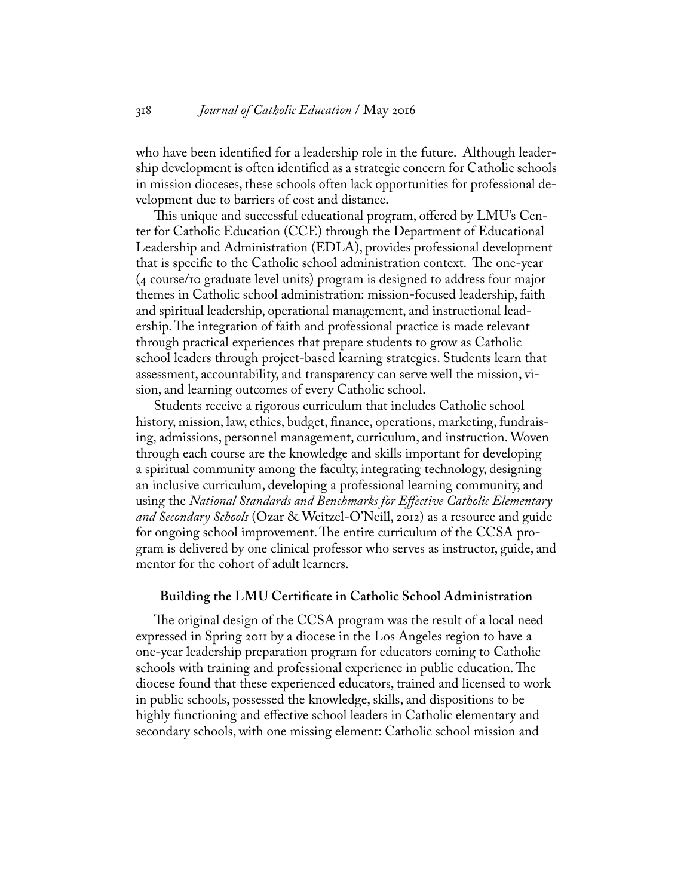who have been identified for a leadership role in the future. Although leadership development is often identified as a strategic concern for Catholic schools in mission dioceses, these schools often lack opportunities for professional development due to barriers of cost and distance.

This unique and successful educational program, offered by LMU's Center for Catholic Education (CCE) through the Department of Educational Leadership and Administration (EDLA), provides professional development that is specific to the Catholic school administration context. The one-year (4 course/10 graduate level units) program is designed to address four major themes in Catholic school administration: mission-focused leadership, faith and spiritual leadership, operational management, and instructional leadership. The integration of faith and professional practice is made relevant through practical experiences that prepare students to grow as Catholic school leaders through project-based learning strategies. Students learn that assessment, accountability, and transparency can serve well the mission, vision, and learning outcomes of every Catholic school.

Students receive a rigorous curriculum that includes Catholic school history, mission, law, ethics, budget, finance, operations, marketing, fundraising, admissions, personnel management, curriculum, and instruction. Woven through each course are the knowledge and skills important for developing a spiritual community among the faculty, integrating technology, designing an inclusive curriculum, developing a professional learning community, and using the *National Standards and Benchmarks for Effective Catholic Elementary and Secondary Schools* (Ozar & Weitzel-O'Neill, 2012) as a resource and guide for ongoing school improvement. The entire curriculum of the CCSA program is delivered by one clinical professor who serves as instructor, guide, and mentor for the cohort of adult learners.

### Building the LMU Certificate in Catholic School Administration

The original design of the CCSA program was the result of a local need expressed in Spring 2011 by a diocese in the Los Angeles region to have a one-year leadership preparation program for educators coming to Catholic schools with training and professional experience in public education. The diocese found that these experienced educators, trained and licensed to work in public schools, possessed the knowledge, skills, and dispositions to be highly functioning and effective school leaders in Catholic elementary and secondary schools, with one missing element: Catholic school mission and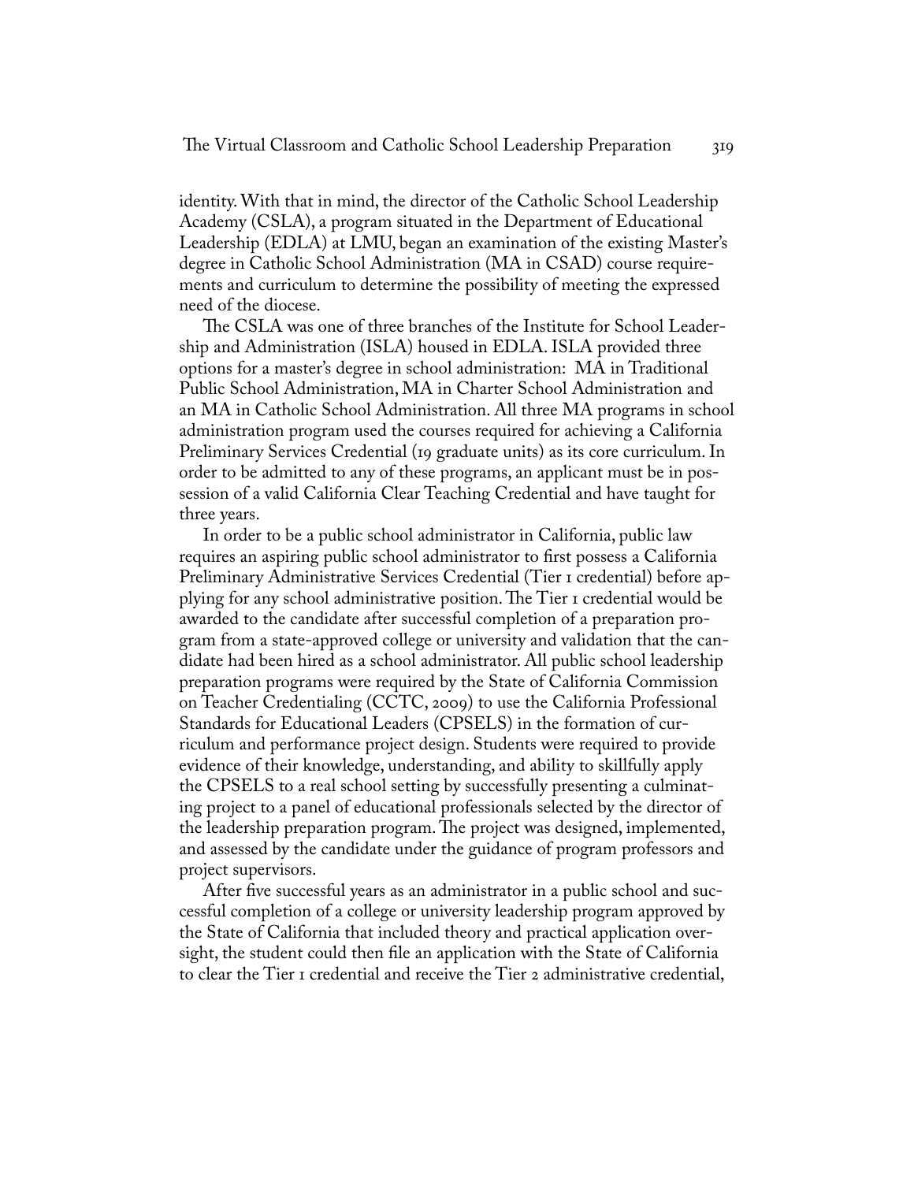identity. With that in mind, the director of the Catholic School Leadership Academy (CSLA), a program situated in the Department of Educational Leadership (EDLA) at LMU, began an examination of the existing Master's degree in Catholic School Administration (MA in CSAD) course requirements and curriculum to determine the possibility of meeting the expressed need of the diocese.

The CSLA was one of three branches of the Institute for School Leadership and Administration (ISLA) housed in EDLA. ISLA provided three options for a master's degree in school administration: MA in Traditional Public School Administration, MA in Charter School Administration and an MA in Catholic School Administration. All three MA programs in school administration program used the courses required for achieving a California Preliminary Services Credential (19 graduate units) as its core curriculum. In order to be admitted to any of these programs, an applicant must be in possession of a valid California Clear Teaching Credential and have taught for three years.

In order to be a public school administrator in California, public law requires an aspiring public school administrator to first possess a California Preliminary Administrative Services Credential (Tier 1 credential) before applying for any school administrative position. The Tier 1 credential would be awarded to the candidate after successful completion of a preparation program from a state-approved college or university and validation that the candidate had been hired as a school administrator. All public school leadership preparation programs were required by the State of California Commission on Teacher Credentialing (CCTC, 2009) to use the California Professional Standards for Educational Leaders (CPSELS) in the formation of curriculum and performance project design. Students were required to provide evidence of their knowledge, understanding, and ability to skillfully apply the CPSELS to a real school setting by successfully presenting a culminating project to a panel of educational professionals selected by the director of the leadership preparation program. The project was designed, implemented, and assessed by the candidate under the guidance of program professors and project supervisors.

After five successful years as an administrator in a public school and successful completion of a college or university leadership program approved by the State of California that included theory and practical application oversight, the student could then file an application with the State of California to clear the Tier 1 credential and receive the Tier 2 administrative credential,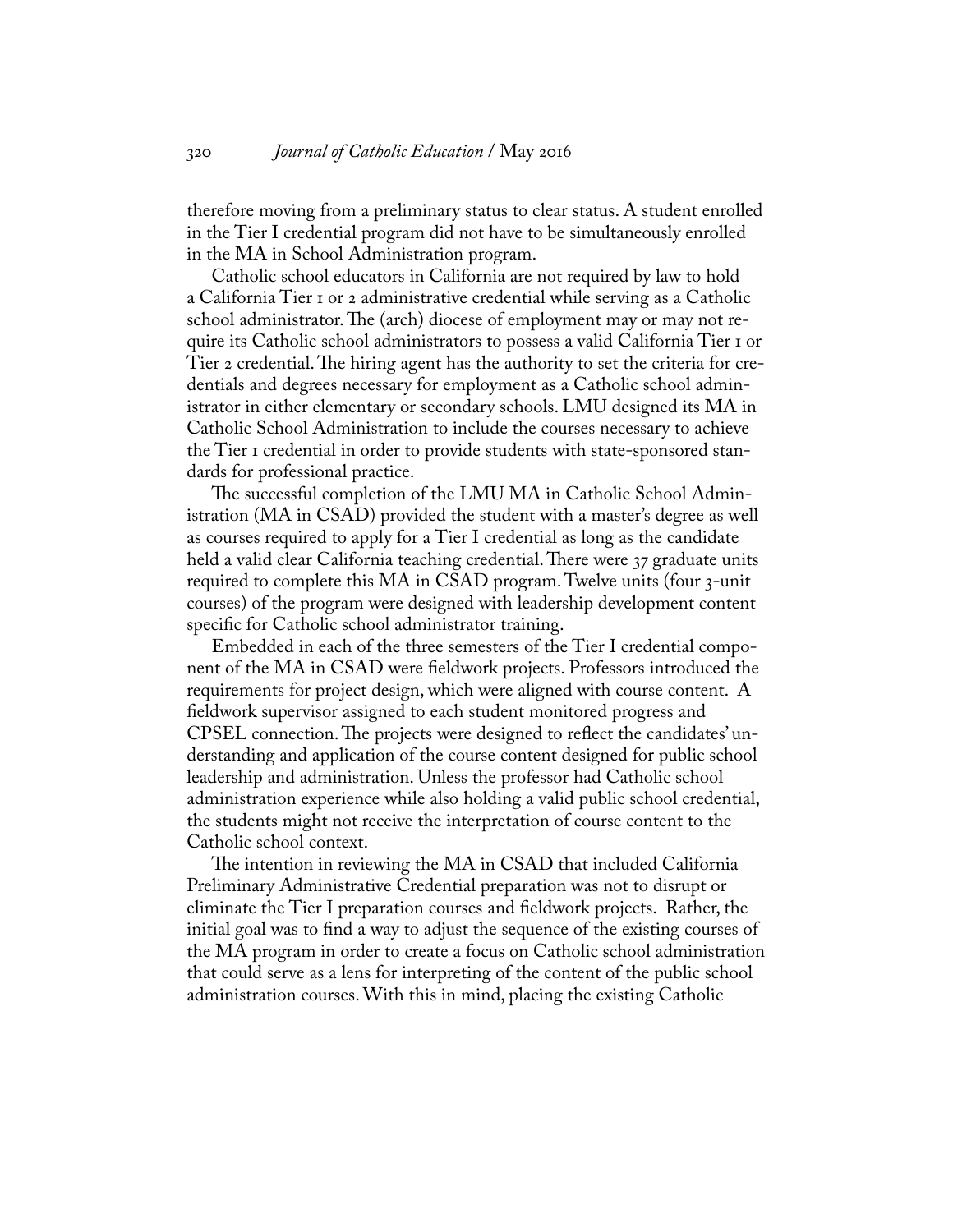therefore moving from a preliminary status to clear status. A student enrolled in the Tier I credential program did not have to be simultaneously enrolled in the MA in School Administration program.

Catholic school educators in California are not required by law to hold a California Tier 1 or 2 administrative credential while serving as a Catholic school administrator. The (arch) diocese of employment may or may not require its Catholic school administrators to possess a valid California Tier 1 or Tier 2 credential. The hiring agent has the authority to set the criteria for credentials and degrees necessary for employment as a Catholic school administrator in either elementary or secondary schools. LMU designed its MA in Catholic School Administration to include the courses necessary to achieve the Tier 1 credential in order to provide students with state-sponsored standards for professional practice.

The successful completion of the LMU MA in Catholic School Administration (MA in CSAD) provided the student with a master's degree as well as courses required to apply for a Tier I credential as long as the candidate held a valid clear California teaching credential. There were 37 graduate units required to complete this MA in CSAD program. Twelve units (four 3-unit courses) of the program were designed with leadership development content specific for Catholic school administrator training.

Embedded in each of the three semesters of the Tier I credential component of the MA in CSAD were fieldwork projects. Professors introduced the requirements for project design, which were aligned with course content. A fieldwork supervisor assigned to each student monitored progress and CPSEL connection. The projects were designed to reflect the candidates' understanding and application of the course content designed for public school leadership and administration. Unless the professor had Catholic school administration experience while also holding a valid public school credential, the students might not receive the interpretation of course content to the Catholic school context.

The intention in reviewing the MA in CSAD that included California Preliminary Administrative Credential preparation was not to disrupt or eliminate the Tier I preparation courses and fieldwork projects. Rather, the initial goal was to find a way to adjust the sequence of the existing courses of the MA program in order to create a focus on Catholic school administration that could serve as a lens for interpreting of the content of the public school administration courses. With this in mind, placing the existing Catholic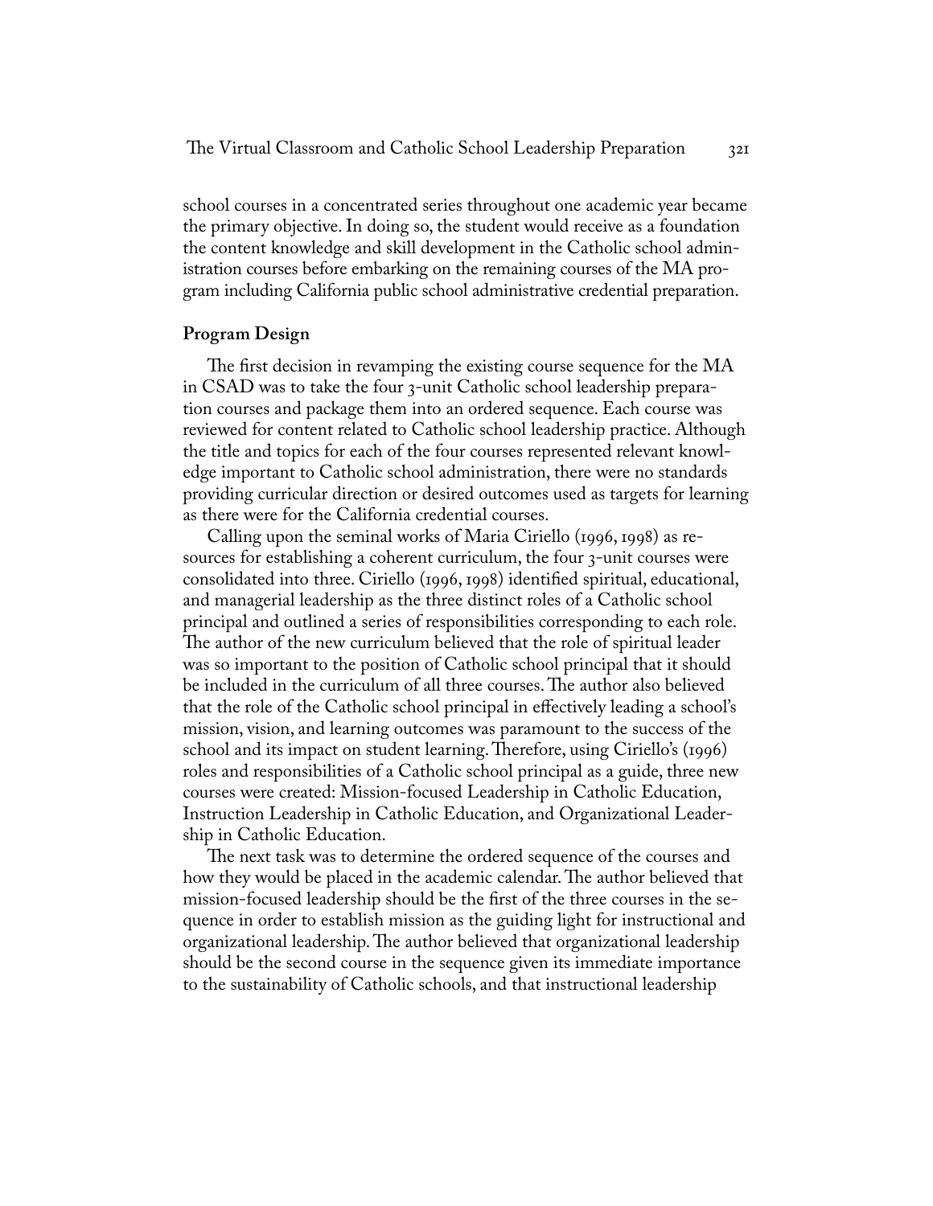school courses in a concentrated series throughout one academic year became the primary objective. In doing so, the student would receive as a foundation the content knowledge and skill development in the Catholic school administration courses before embarking on the remaining courses of the MA program including California public school administrative credential preparation.

## Program Design

The first decision in revamping the existing course sequence for the MA in CSAD was to take the four 3-unit Catholic school leadership preparation courses and package them into an ordered sequence. Each course was reviewed for content related to Catholic school leadership practice. Although the title and topics for each of the four courses represented relevant knowledge important to Catholic school administration, there were no standards providing curricular direction or desired outcomes used as targets for learning as there were for the California credential courses.

Calling upon the seminal works of Maria Ciriello (1996, 1998) as resources for establishing a coherent curriculum, the four 3-unit courses were consolidated into three. Ciriello (1996, 1998) identified spiritual, educational, and managerial leadership as the three distinct roles of a Catholic school principal and outlined a series of responsibilities corresponding to each role. The author of the new curriculum believed that the role of spiritual leader was so important to the position of Catholic school principal that it should be included in the curriculum of all three courses. The author also believed that the role of the Catholic school principal in effectively leading a school's mission, vision, and learning outcomes was paramount to the success of the school and its impact on student learning. Therefore, using Ciriello's (1996) roles and responsibilities of a Catholic school principal as a guide, three new courses were created: Mission-focused Leadership in Catholic Education, Instruction Leadership in Catholic Education, and Organizational Leadership in Catholic Education.

The next task was to determine the ordered sequence of the courses and how they would be placed in the academic calendar. The author believed that mission-focused leadership should be the first of the three courses in the sequence in order to establish mission as the guiding light for instructional and organizational leadership. The author believed that organizational leadership should be the second course in the sequence given its immediate importance to the sustainability of Catholic schools, and that instructional leadership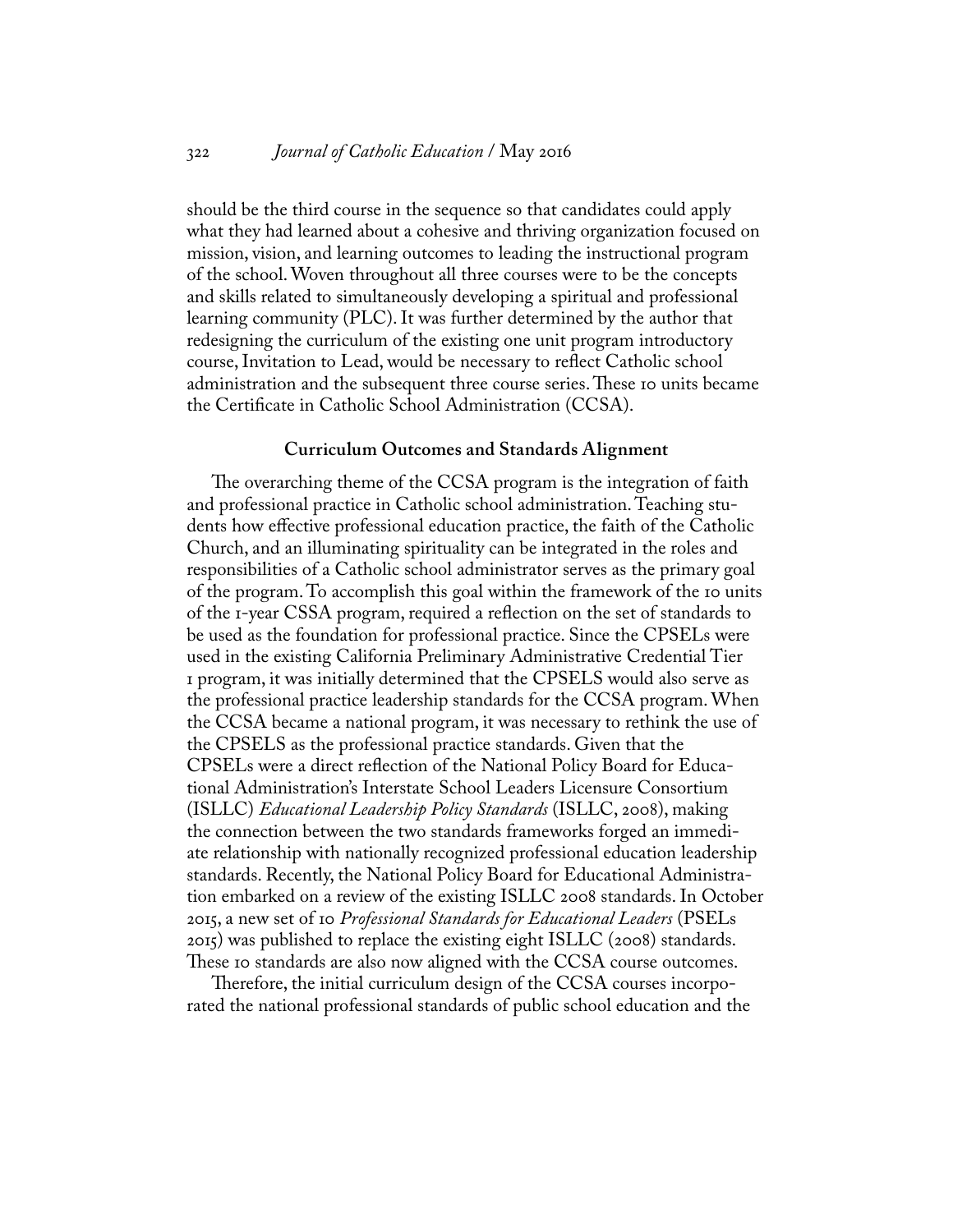should be the third course in the sequence so that candidates could apply what they had learned about a cohesive and thriving organization focused on mission, vision, and learning outcomes to leading the instructional program of the school. Woven throughout all three courses were to be the concepts and skills related to simultaneously developing a spiritual and professional learning community (PLC). It was further determined by the author that redesigning the curriculum of the existing one unit program introductory course, Invitation to Lead, would be necessary to reflect Catholic school administration and the subsequent three course series. These 10 units became the Certificate in Catholic School Administration (CCSA).

## Curriculum Outcomes and Standards Alignment

The overarching theme of the CCSA program is the integration of faith and professional practice in Catholic school administration. Teaching students how effective professional education practice, the faith of the Catholic Church, and an illuminating spirituality can be integrated in the roles and responsibilities of a Catholic school administrator serves as the primary goal of the program. To accomplish this goal within the framework of the 10 units of the 1-year CSSA program, required a reflection on the set of standards to be used as the foundation for professional practice. Since the CPSELs were used in the existing California Preliminary Administrative Credential Tier 1 program, it was initially determined that the CPSELS would also serve as the professional practice leadership standards for the CCSA program. When the CCSA became a national program, it was necessary to rethink the use of the CPSELS as the professional practice standards. Given that the CPSELs were a direct reflection of the National Policy Board for Educational Administration's Interstate School Leaders Licensure Consortium (ISLLC) *Educational Leadership Policy Standards* (ISLLC, 2008), making the connection between the two standards frameworks forged an immediate relationship with nationally recognized professional education leadership standards. Recently, the National Policy Board for Educational Administration embarked on a review of the existing ISLLC 2008 standards. In October 2015, a new set of 10 *Professional Standards for Educational Leaders* (PSELs 2015) was published to replace the existing eight ISLLC (2008) standards. These 10 standards are also now aligned with the CCSA course outcomes.

Therefore, the initial curriculum design of the CCSA courses incorporated the national professional standards of public school education and the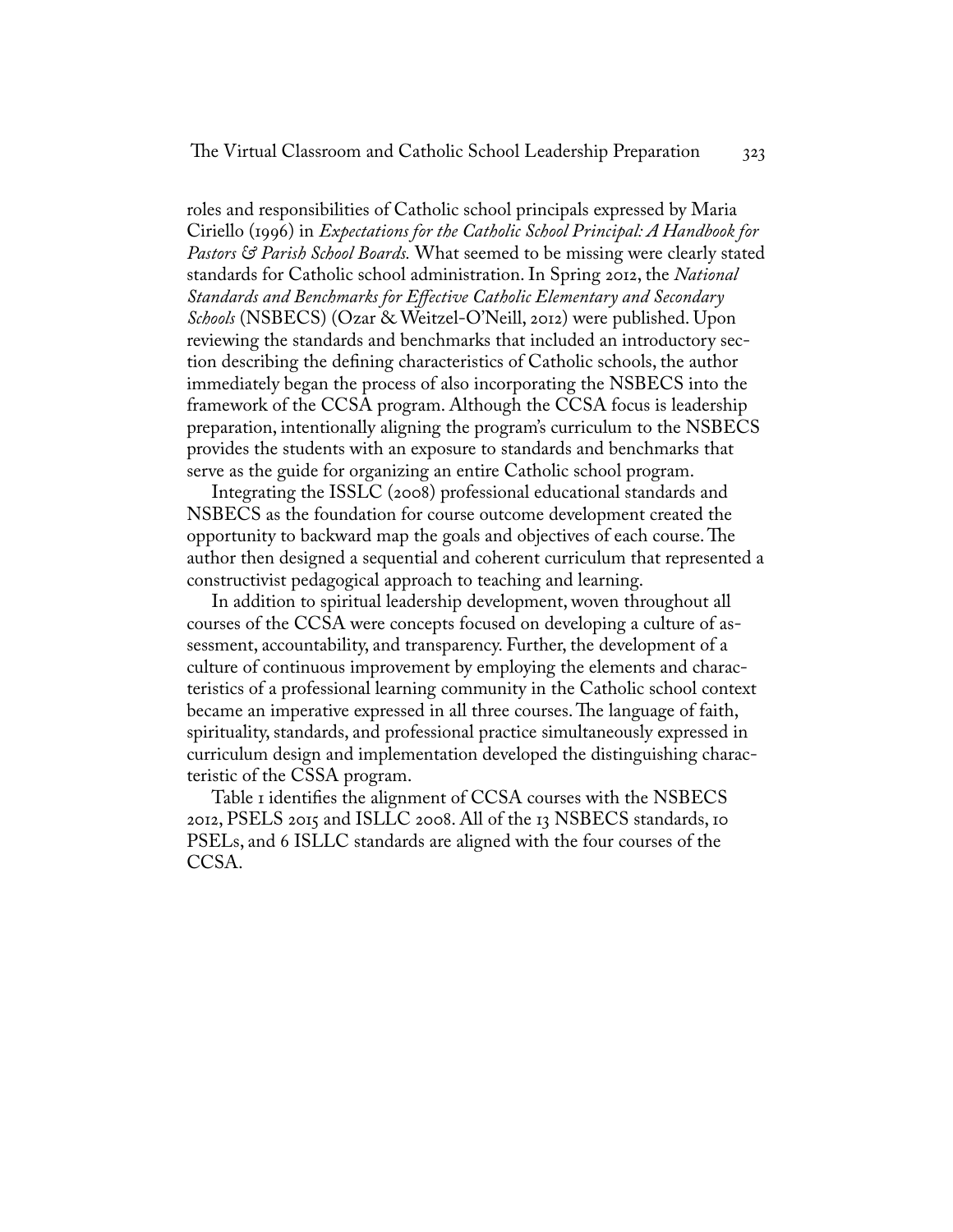roles and responsibilities of Catholic school principals expressed by Maria Ciriello (1996) in *Expectations for the Catholic School Principal: A Handbook for Pastors & Parish School Boards.* What seemed to be missing were clearly stated standards for Catholic school administration. In Spring 2012, the *National Standards and Benchmarks for Effective Catholic Elementary and Secondary Schools* (NSBECS) (Ozar & Weitzel-O'Neill, 2012) were published. Upon reviewing the standards and benchmarks that included an introductory section describing the defining characteristics of Catholic schools, the author immediately began the process of also incorporating the NSBECS into the framework of the CCSA program. Although the CCSA focus is leadership preparation, intentionally aligning the program's curriculum to the NSBECS provides the students with an exposure to standards and benchmarks that serve as the guide for organizing an entire Catholic school program.

Integrating the ISSLC (2008) professional educational standards and NSBECS as the foundation for course outcome development created the opportunity to backward map the goals and objectives of each course. The author then designed a sequential and coherent curriculum that represented a constructivist pedagogical approach to teaching and learning.

In addition to spiritual leadership development, woven throughout all courses of the CCSA were concepts focused on developing a culture of assessment, accountability, and transparency. Further, the development of a culture of continuous improvement by employing the elements and characteristics of a professional learning community in the Catholic school context became an imperative expressed in all three courses. The language of faith, spirituality, standards, and professional practice simultaneously expressed in curriculum design and implementation developed the distinguishing characteristic of the CSSA program.

Table 1 identifies the alignment of CCSA courses with the NSBECS 2012, PSELS 2015 and ISLLC 2008. All of the 13 NSBECS standards, 10 PSELs, and 6 ISLLC standards are aligned with the four courses of the CCSA.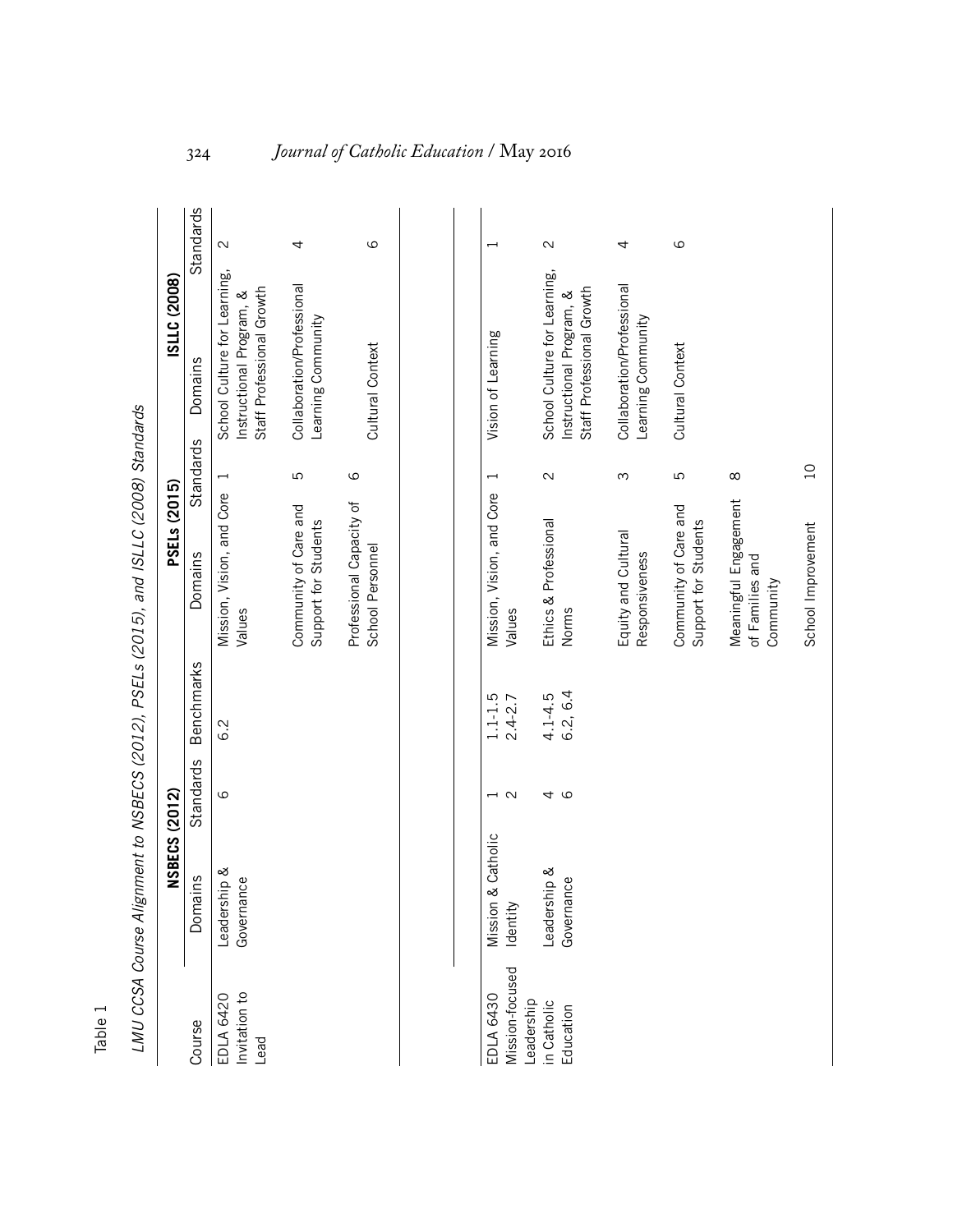Table 1

*LMU CCSA Course Alignment to NSBECS (2012), PSELs (2015), and ISLLC (2008) Standards*

| Course | NSBECS (2012) | | | PSELs (2015) | | ISLLC (2008) | |
|---|---|---|---|---|---|---|---|
| | Domains | Standards | Benchmarks | Domains | Standards | Domains | Standards |
| EDLA 6420 Invitation to Lead | Leadership & Governance | 6 | 6.2 | Mission, Vision, and Core Values | 1 | School Culture for Learning, Instructional Program, & Staff Professional Growth | 2 |
| | | | | Community of Care and Support for Students | 5 | Collaboration/Professional Learning Community | 4 |
| | | | | Professional Capacity of School Personnel | 6 | Cultural Context | 6 |
| EDLA 6430 Mission-focused Leadership in Catholic Education | Mission & Catholic Identity | 1<br>2 | 1.1-1.5<br>2.4-2.7 | Mission, Vision, and Core Values | 1 | Vision of Learning | 1 |
| | Leadership & Governance | 4<br>6 | 4.1-4.5<br>6.2, 6.4 | Ethics & Professional Norms | 2 | School Culture for Learning, Instructional Program, & Staff Professional Growth | 2 |
| | | | | Equity and Cultural Responsiveness | 3 | Collaboration/Professional Learning Community | 4 |
| | | | | Community of Care and Support for Students | 5 | Cultural Context | 6 |
| | | | | Meaningful Engagement of Families and Community | 8 | | |
| | | | | School Improvement | 10 | | |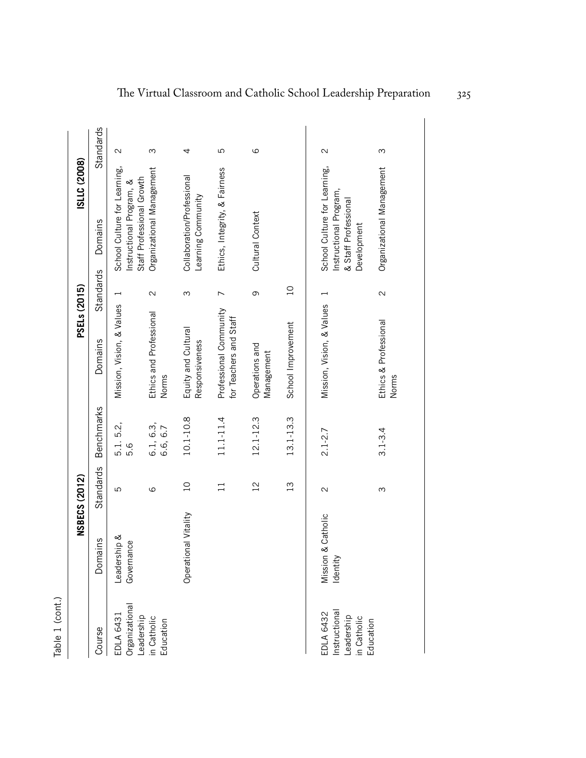Table 1 (cont.)

| Course | NSBECS (2012) | | | PSELs (2015) | | ISLLC (2008) | |
|---|---|---|---|---|---|---|---|
| | Domains | Standards | Benchmarks | Domains | Standards | Domains | Standards |
| EDLA 6431 Organizational Leadership in Catholic Education | Leadership & Governance | 5 | 5.1. 5.2, 5.6 | Mission, Vision, & Values | 1 | School Culture for Learning, Instructional Program, & Staff Professional Growth | 2 |
| | | 6 | 6.1, 6.3, 6.6, 6.7 | Ethics and Professional Norms | 2 | Organizational Management | 3 |
| | Operational Vitality | 10 | 10.1-10.8 | Equity and Cultural Responsiveness | 3 | Collaboration/Professional Learning Community | 4 |
| | | 11 | 11.1-11.4 | Professional Community for Teachers and Staff | 7 | Ethics, Integrity, & Fairness | 5 |
| | | 12 | 12.1-12.3 | Operations and Management | 9 | Cultural Context | 6 |
| | | 13 | 13.1-13.3 | School Improvement | 10 | | |
| EDLA 6432 Instructional Leadership in Catholic Education | Mission & Catholic Identity | 2 | 2.1-2.7 | Mission, Vision, & Values | 1 | School Culture for Learning, Instructional Program, & Staff Professional Development | 2 |
| | | 3 | 3.1-3.4 | Ethics & Professional Norms | 2 | Organizational Management | 3 |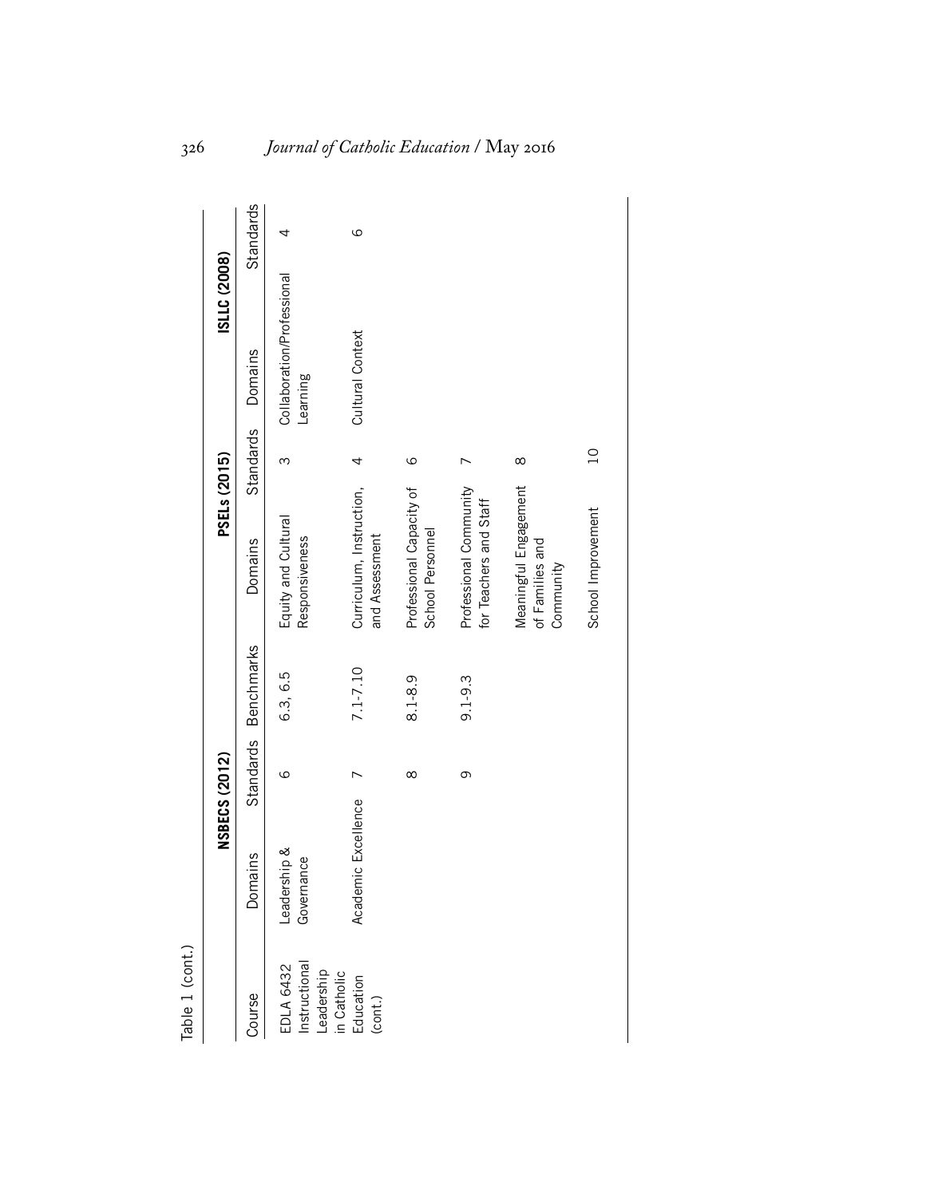Table 1 (cont.)

| Course | NSBECS (2012) | | | PSELs (2015) | | ISLLC (2008) | |
|---|---|---|---|---|---|---|---|
| | Domains | Standards | Benchmarks | Domains | Standards | Domains | Standards |
| EDLA 6432 Instructional Leadership in Catholic Education (cont.) | Leadership & Governance | 6 | 6.3, 6.5 | Equity and Cultural Responsiveness | 3 | Collaboration/Professional Learning | 4 |
| | Academic Excellence | 7 | 7.1-7.10 | Curriculum, Instruction, and Assessment | 4 | Cultural Context | 6 |
| | | 8 | 8.1-8.9 | Professional Capacity of School Personnel | 6 | | |
| | | 9 | 9.1-9.3 | Professional Community for Teachers and Staff | 7 | | |
| | | | | Meaningful Engagement of Families and Community | 8 | | |
| | | | | School Improvement | 10 | | |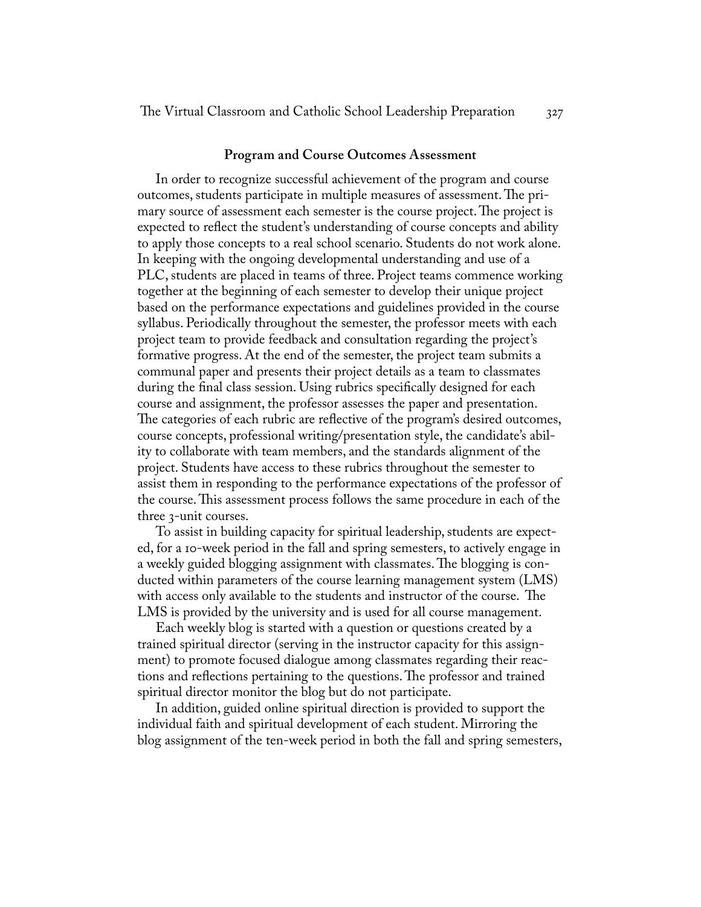## Program and Course Outcomes Assessment

In order to recognize successful achievement of the program and course outcomes, students participate in multiple measures of assessment. The primary source of assessment each semester is the course project. The project is expected to reflect the student's understanding of course concepts and ability to apply those concepts to a real school scenario. Students do not work alone. In keeping with the ongoing developmental understanding and use of a PLC, students are placed in teams of three. Project teams commence working together at the beginning of each semester to develop their unique project based on the performance expectations and guidelines provided in the course syllabus. Periodically throughout the semester, the professor meets with each project team to provide feedback and consultation regarding the project's formative progress. At the end of the semester, the project team submits a communal paper and presents their project details as a team to classmates during the final class session. Using rubrics specifically designed for each course and assignment, the professor assesses the paper and presentation. The categories of each rubric are reflective of the program's desired outcomes, course concepts, professional writing/presentation style, the candidate's ability to collaborate with team members, and the standards alignment of the project. Students have access to these rubrics throughout the semester to assist them in responding to the performance expectations of the professor of the course. This assessment process follows the same procedure in each of the three 3-unit courses.

To assist in building capacity for spiritual leadership, students are expected, for a 10-week period in the fall and spring semesters, to actively engage in a weekly guided blogging assignment with classmates. The blogging is conducted within parameters of the course learning management system (LMS) with access only available to the students and instructor of the course. The LMS is provided by the university and is used for all course management.

Each weekly blog is started with a question or questions created by a trained spiritual director (serving in the instructor capacity for this assignment) to promote focused dialogue among classmates regarding their reactions and reflections pertaining to the questions. The professor and trained spiritual director monitor the blog but do not participate.

In addition, guided online spiritual direction is provided to support the individual faith and spiritual development of each student. Mirroring the blog assignment of the ten-week period in both the fall and spring semesters,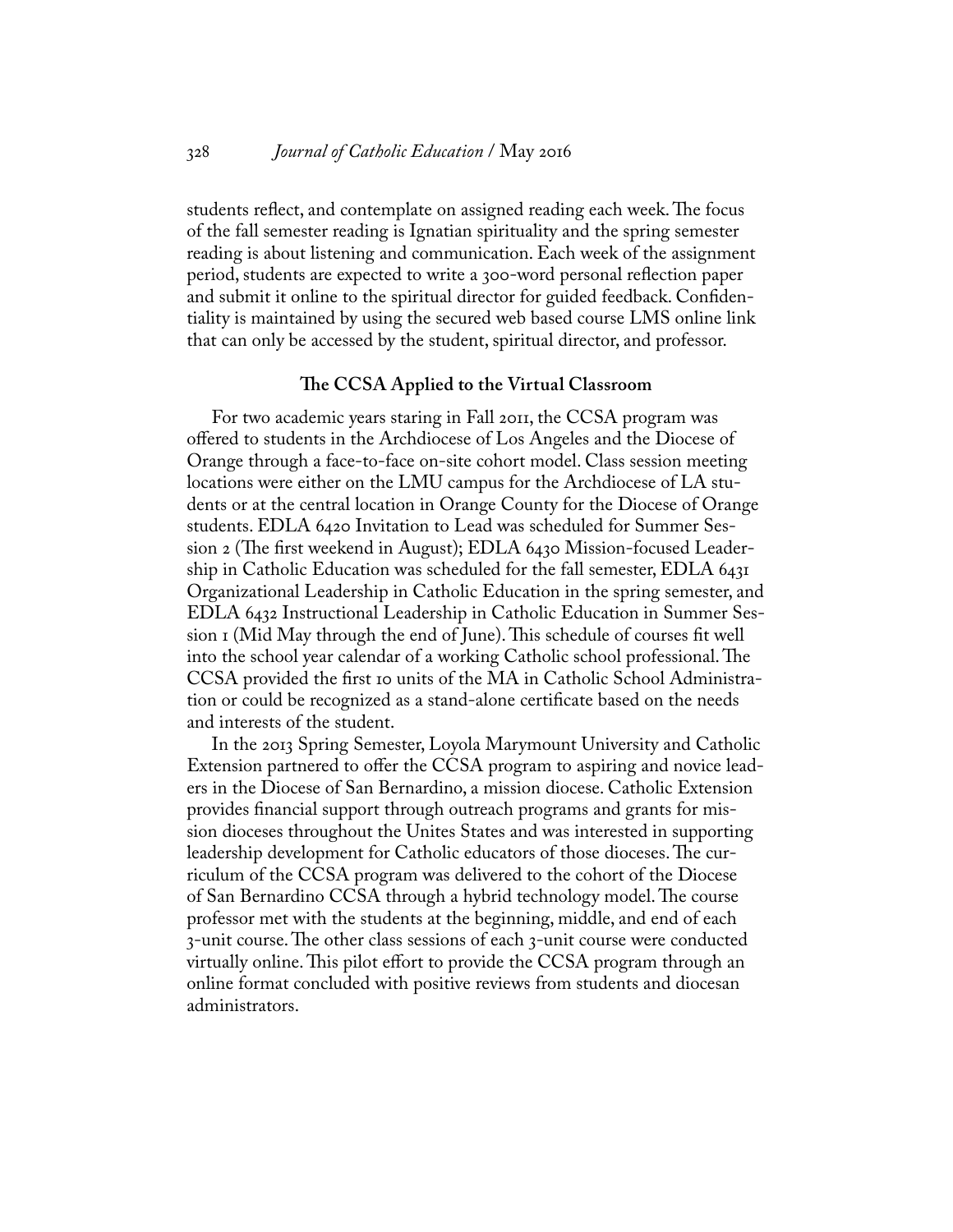students reflect, and contemplate on assigned reading each week. The focus of the fall semester reading is Ignatian spirituality and the spring semester reading is about listening and communication. Each week of the assignment period, students are expected to write a 300-word personal reflection paper and submit it online to the spiritual director for guided feedback. Confidentiality is maintained by using the secured web based course LMS online link that can only be accessed by the student, spiritual director, and professor.

### The CCSA Applied to the Virtual Classroom

For two academic years staring in Fall 2011, the CCSA program was offered to students in the Archdiocese of Los Angeles and the Diocese of Orange through a face-to-face on-site cohort model. Class session meeting locations were either on the LMU campus for the Archdiocese of LA students or at the central location in Orange County for the Diocese of Orange students. EDLA 6420 Invitation to Lead was scheduled for Summer Session 2 (The first weekend in August); EDLA 6430 Mission-focused Leadership in Catholic Education was scheduled for the fall semester, EDLA 6431 Organizational Leadership in Catholic Education in the spring semester, and EDLA 6432 Instructional Leadership in Catholic Education in Summer Session 1 (Mid May through the end of June). This schedule of courses fit well into the school year calendar of a working Catholic school professional. The CCSA provided the first 10 units of the MA in Catholic School Administration or could be recognized as a stand-alone certificate based on the needs and interests of the student.

In the 2013 Spring Semester, Loyola Marymount University and Catholic Extension partnered to offer the CCSA program to aspiring and novice leaders in the Diocese of San Bernardino, a mission diocese. Catholic Extension provides financial support through outreach programs and grants for mission dioceses throughout the Unites States and was interested in supporting leadership development for Catholic educators of those dioceses. The curriculum of the CCSA program was delivered to the cohort of the Diocese of San Bernardino CCSA through a hybrid technology model. The course professor met with the students at the beginning, middle, and end of each 3-unit course. The other class sessions of each 3-unit course were conducted virtually online. This pilot effort to provide the CCSA program through an online format concluded with positive reviews from students and diocesan administrators.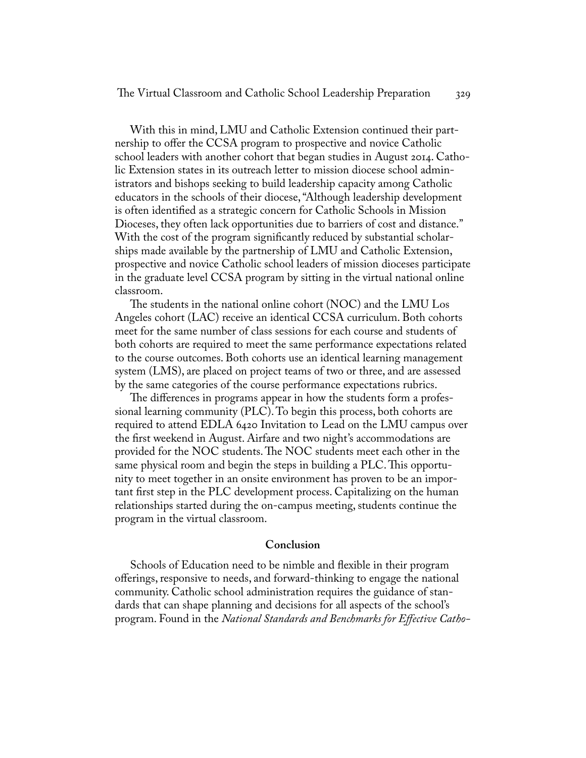With this in mind, LMU and Catholic Extension continued their partnership to offer the CCSA program to prospective and novice Catholic school leaders with another cohort that began studies in August 2014. Catholic Extension states in its outreach letter to mission diocese school administrators and bishops seeking to build leadership capacity among Catholic educators in the schools of their diocese, "Although leadership development is often identified as a strategic concern for Catholic Schools in Mission Dioceses, they often lack opportunities due to barriers of cost and distance." With the cost of the program significantly reduced by substantial scholarships made available by the partnership of LMU and Catholic Extension, prospective and novice Catholic school leaders of mission dioceses participate in the graduate level CCSA program by sitting in the virtual national online classroom.

The students in the national online cohort (NOC) and the LMU Los Angeles cohort (LAC) receive an identical CCSA curriculum. Both cohorts meet for the same number of class sessions for each course and students of both cohorts are required to meet the same performance expectations related to the course outcomes. Both cohorts use an identical learning management system (LMS), are placed on project teams of two or three, and are assessed by the same categories of the course performance expectations rubrics.

The differences in programs appear in how the students form a professional learning community (PLC). To begin this process, both cohorts are required to attend EDLA 6420 Invitation to Lead on the LMU campus over the first weekend in August. Airfare and two night's accommodations are provided for the NOC students. The NOC students meet each other in the same physical room and begin the steps in building a PLC. This opportunity to meet together in an onsite environment has proven to be an important first step in the PLC development process. Capitalizing on the human relationships started during the on-campus meeting, students continue the program in the virtual classroom.

## Conclusion

Schools of Education need to be nimble and flexible in their program offerings, responsive to needs, and forward-thinking to engage the national community. Catholic school administration requires the guidance of standards that can shape planning and decisions for all aspects of the school's program. Found in the *National Standards and Benchmarks for Effective Catho-*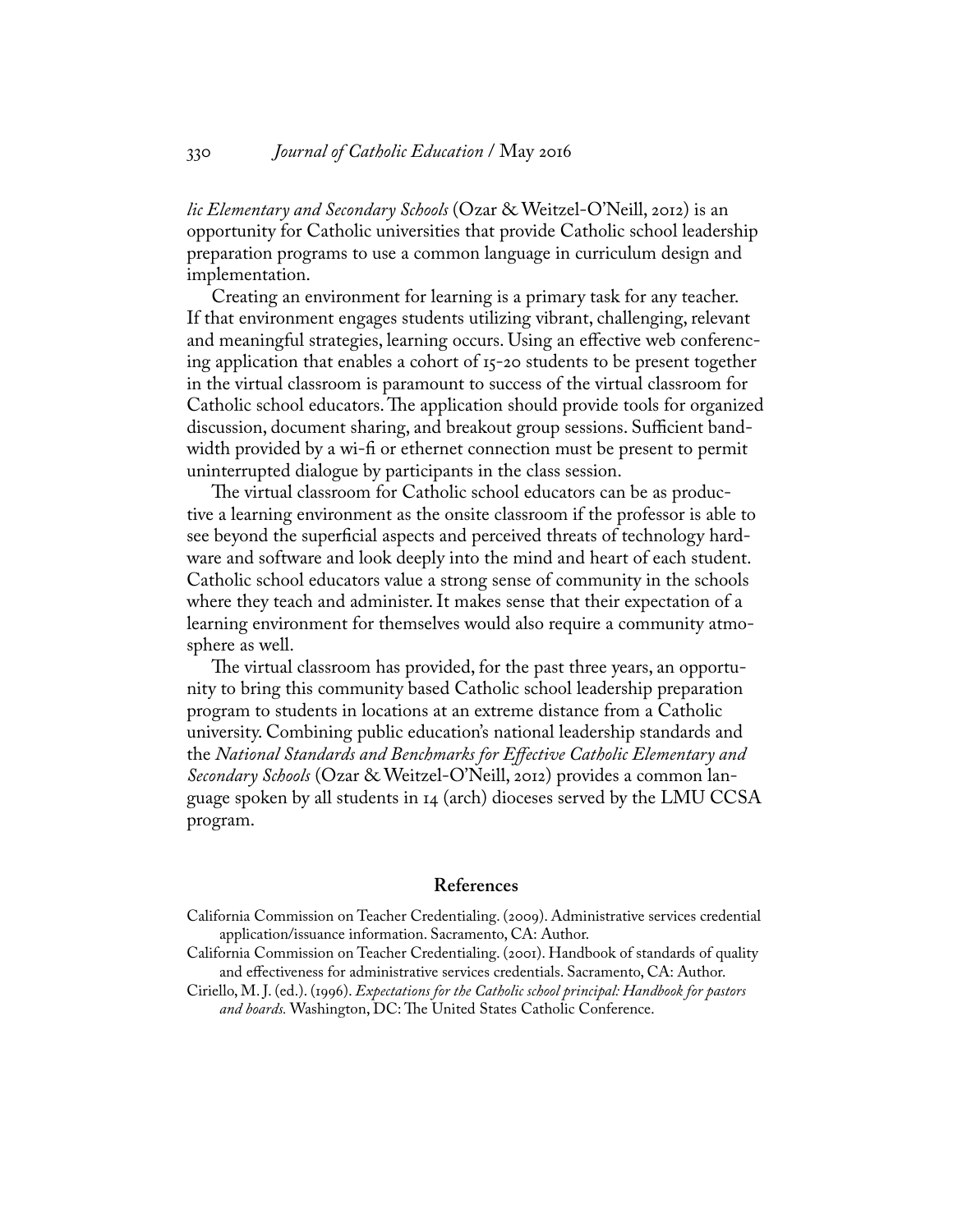*lic Elementary and Secondary Schools* (Ozar & Weitzel-O'Neill, 2012) is an opportunity for Catholic universities that provide Catholic school leadership preparation programs to use a common language in curriculum design and implementation.

Creating an environment for learning is a primary task for any teacher. If that environment engages students utilizing vibrant, challenging, relevant and meaningful strategies, learning occurs. Using an effective web conferencing application that enables a cohort of 15-20 students to be present together in the virtual classroom is paramount to success of the virtual classroom for Catholic school educators. The application should provide tools for organized discussion, document sharing, and breakout group sessions. Sufficient bandwidth provided by a wi-fi or ethernet connection must be present to permit uninterrupted dialogue by participants in the class session.

The virtual classroom for Catholic school educators can be as productive a learning environment as the onsite classroom if the professor is able to see beyond the superficial aspects and perceived threats of technology hardware and software and look deeply into the mind and heart of each student. Catholic school educators value a strong sense of community in the schools where they teach and administer. It makes sense that their expectation of a learning environment for themselves would also require a community atmosphere as well.

The virtual classroom has provided, for the past three years, an opportunity to bring this community based Catholic school leadership preparation program to students in locations at an extreme distance from a Catholic university. Combining public education's national leadership standards and the *National Standards and Benchmarks for Effective Catholic Elementary and Secondary Schools* (Ozar & Weitzel-O'Neill, 2012) provides a common language spoken by all students in 14 (arch) dioceses served by the LMU CCSA program.

## References

California Commission on Teacher Credentialing. (2009). Administrative services credential application/issuance information. Sacramento, CA: Author.

California Commission on Teacher Credentialing. (2001). Handbook of standards of quality and effectiveness for administrative services credentials. Sacramento, CA: Author.

Ciriello, M. J. (ed.). (1996). *Expectations for the Catholic school principal: Handbook for pastors and boards.* Washington, DC: The United States Catholic Conference.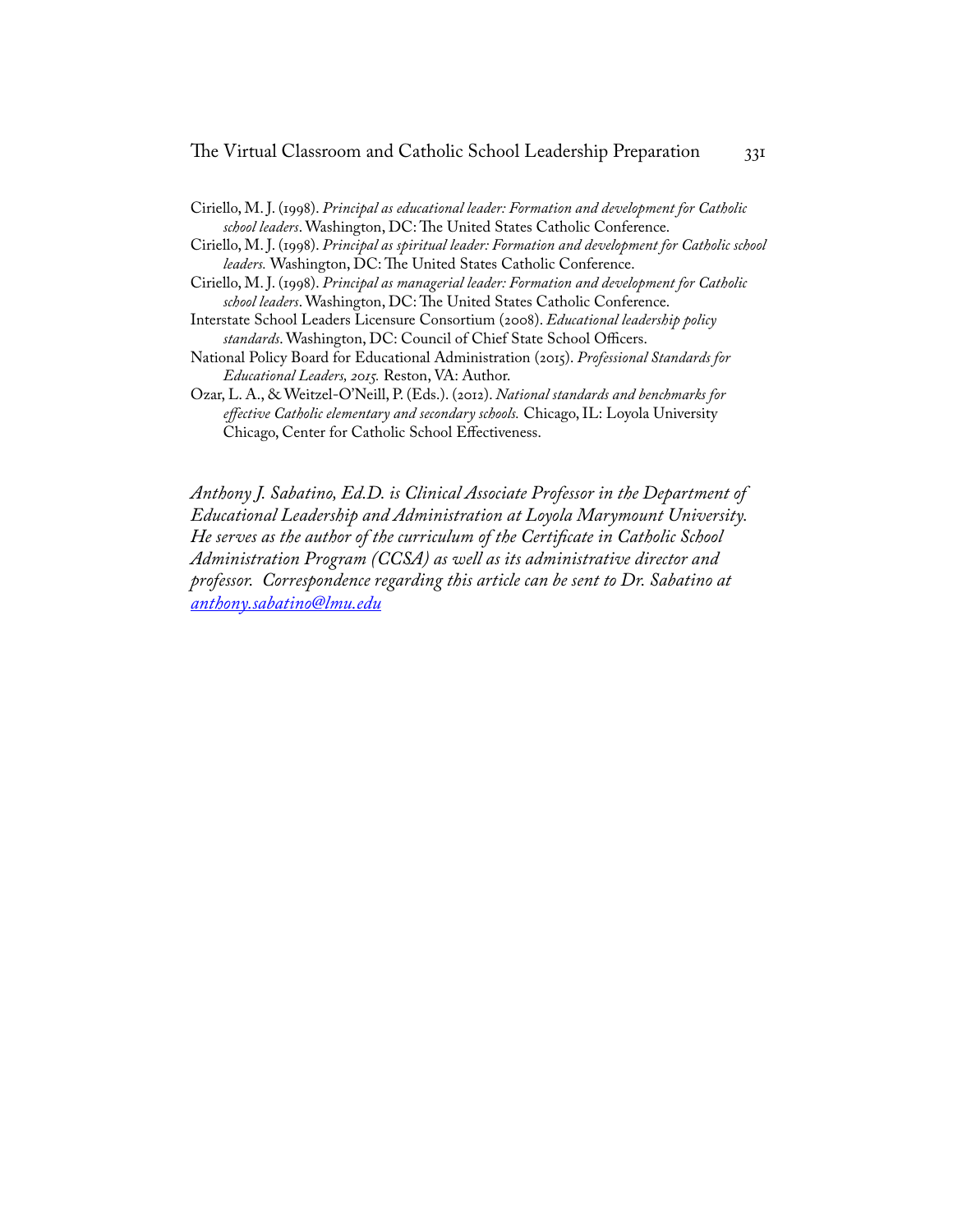Ciriello, M. J. (1998). *Principal as educational leader: Formation and development for Catholic school leaders*. Washington, DC: The United States Catholic Conference.

Ciriello, M. J. (1998). *Principal as spiritual leader: Formation and development for Catholic school leaders.* Washington, DC: The United States Catholic Conference.

Ciriello, M. J. (1998). *Principal as managerial leader: Formation and development for Catholic school leaders*. Washington, DC: The United States Catholic Conference.

Interstate School Leaders Licensure Consortium (2008). *Educational leadership policy standards*. Washington, DC: Council of Chief State School Officers.

National Policy Board for Educational Administration (2015). *Professional Standards for Educational Leaders, 2015.* Reston, VA: Author.

Ozar, L. A., & Weitzel-O'Neill, P. (Eds.). (2012). *National standards and benchmarks for effective Catholic elementary and secondary schools.* Chicago, IL: Loyola University Chicago, Center for Catholic School Effectiveness.

*Anthony J. Sabatino, Ed.D. is Clinical Associate Professor in the Department of Educational Leadership and Administration at Loyola Marymount University. He serves as the author of the curriculum of the Certificate in Catholic School Administration Program (CCSA) as well as its administrative director and professor. Correspondence regarding this article can be sent to Dr. Sabatino at [anthony.sabatino@lmu.edu](mailto:anthony.sabatino@lmu.edu)*